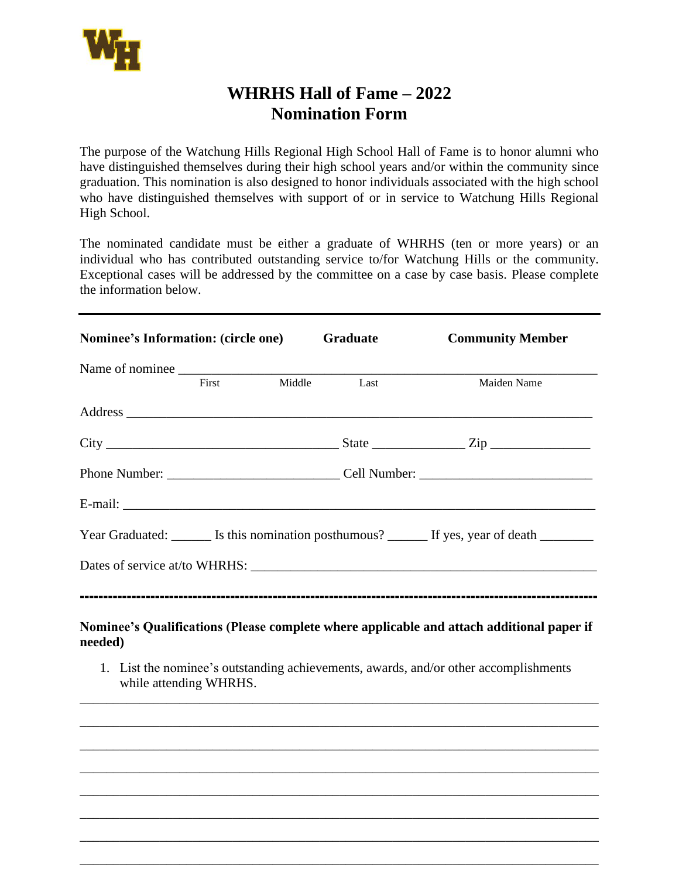# WHRHS Hall of Fame – 2022
# Nomination Form

The purpose of the Watchung Hills Regional High School Hall of Fame is to honor alumni who have distinguished themselves during their high school years and/or within the community since graduation. This nomination is also designed to honor individuals associated with the high school who have distinguished themselves with support of or in service to Watchung Hills Regional High School.

The nominated candidate must be either a graduate of WHRHS (ten or more years) or an individual who has contributed outstanding service to/for Watchung Hills or the community. Exceptional cases will be addressed by the committee on a case by case basis. Please complete the information below.

---

**Nominee's Information: (circle one)** **Graduate** **Community Member**

Name of nominee ____________________________________________________________
First Middle Last Maiden Name

Address ____________________________________________________________

City ______________________________ State ____________ Zip ______________

Phone Number: ________________________ Cell Number: ________________________

E-mail: ____________________________________________________________

Year Graduated: ______ Is this nomination posthumous? ______ If yes, year of death ________

Dates of service at/to WHRHS: ____________________________________________

------------------------------------------------------------------------------------------------------------

**Nominee's Qualifications (Please complete where applicable and attach additional paper if needed)**

1. List the nominee's outstanding achievements, awards, and/or other accomplishments while attending WHRHS.

____________________________________________________________________________

____________________________________________________________________________

____________________________________________________________________________

____________________________________________________________________________

____________________________________________________________________________

____________________________________________________________________________

____________________________________________________________________________

____________________________________________________________________________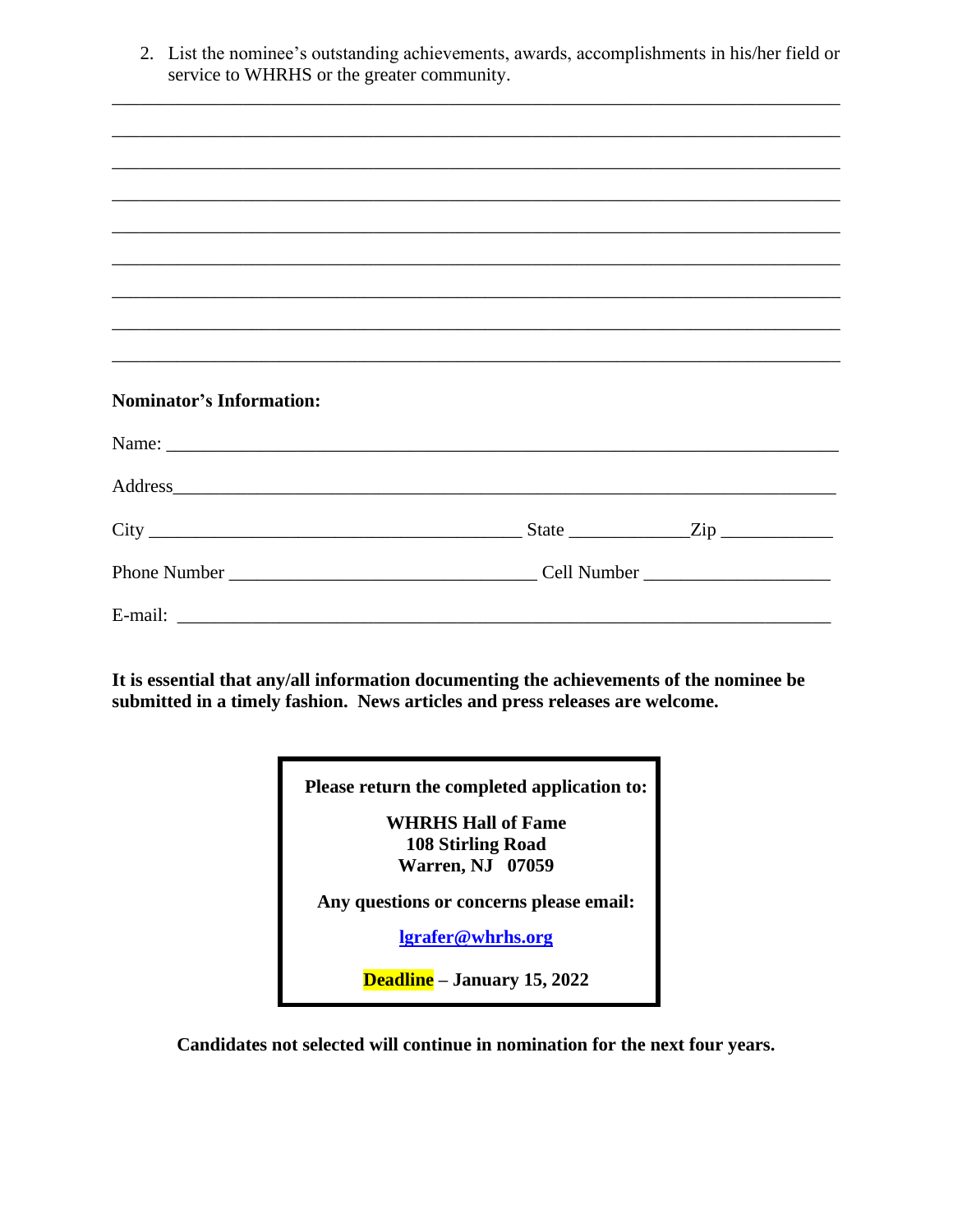2. List the nominee's outstanding achievements, awards, accomplishments in his/her field or service to WHRHS or the greater community.

_______________________________________________________________________________

_______________________________________________________________________________

_______________________________________________________________________________

_______________________________________________________________________________

_______________________________________________________________________________

_______________________________________________________________________________

_______________________________________________________________________________

_______________________________________________________________________________

_______________________________________________________________________________

**Nominator's Information:**

Name: _______________________________________________________________________

Address_______________________________________________________________________

City _________________________________________ State _____________Zip ____________

Phone Number _________________________________ Cell Number ____________________

E-mail: ______________________________________________________________________

**It is essential that any/all information documenting the achievements of the nominee be submitted in a timely fashion. News articles and press releases are welcome.**

**Please return the completed application to:**

**WHRHS Hall of Fame**
**108 Stirling Road**
**Warren, NJ 07059**

**Any questions or concerns please email:**

**lgrafer@whrhs.org**

**Deadline – January 15, 2022**

**Candidates not selected will continue in nomination for the next four years.**